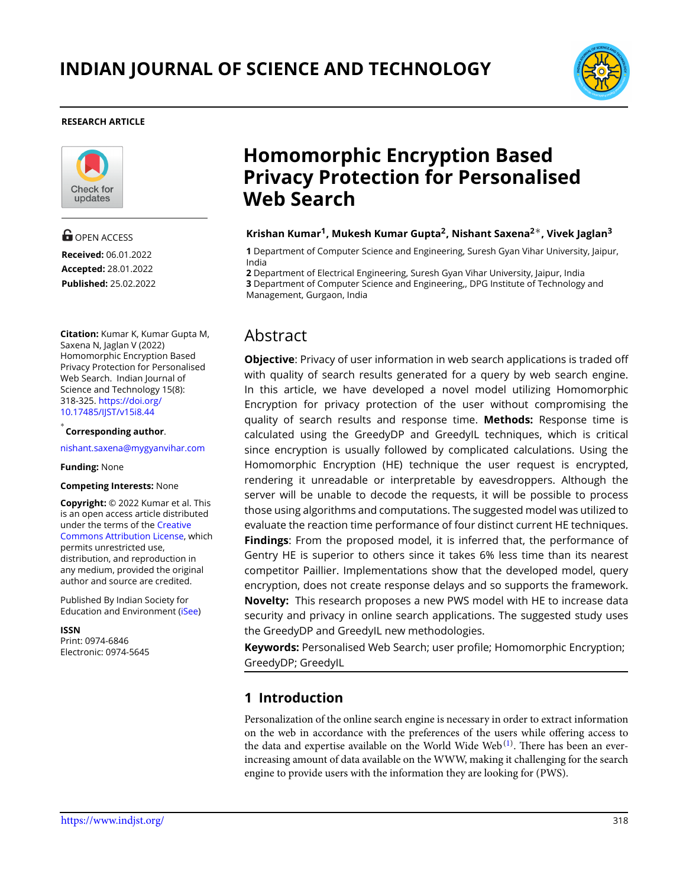# INDIAN JOURNAL OF SCIENCE AND TECHNOLOGY

**RESEARCH ARTICLE**

OPEN ACCESS

**Received:** 06.01.2022
**Accepted:** 28.01.2022
**Published:** 25.02.2022

**Citation:** Kumar K, Kumar Gupta M, Saxena N, Jaglan V (2022) Homomorphic Encryption Based Privacy Protection for Personalised Web Search. Indian Journal of Science and Technology 15(8): 318-325. https://doi.org/10.17485/IJST/v15i8.44

* **Corresponding author**.
nishant.saxena@mygyanvihar.com

**Funding:** None

**Competing Interests:** None

**Copyright:** © 2022 Kumar et al. This is an open access article distributed under the terms of the Creative Commons Attribution License, which permits unrestricted use, distribution, and reproduction in any medium, provided the original author and source are credited.

Published By Indian Society for Education and Environment (iSee)

**ISSN**
Print: 0974-6846
Electronic: 0974-5645

# Homomorphic Encryption Based Privacy Protection for Personalised Web Search

**Krishan Kumar[1], Mukesh Kumar Gupta[2], Nishant Saxena[2]*, Vivek Jaglan[3]**

**1** Department of Computer Science and Engineering, Suresh Gyan Vihar University, Jaipur, India
**2** Department of Electrical Engineering, Suresh Gyan Vihar University, Jaipur, India
**3** Department of Computer Science and Engineering,, DPG Institute of Technology and Management, Gurgaon, India

## Abstract

**Objective**: Privacy of user information in web search applications is traded off with quality of search results generated for a query by web search engine. In this article, we have developed a novel model utilizing Homomorphic Encryption for privacy protection of the user without compromising the quality of search results and response time. **Methods:** Response time is calculated using the GreedyDP and GreedyIL techniques, which is critical since encryption is usually followed by complicated calculations. Using the Homomorphic Encryption (HE) technique the user request is encrypted, rendering it unreadable or interpretable by eavesdroppers. Although the server will be unable to decode the requests, it will be possible to process those using algorithms and computations. The suggested model was utilized to evaluate the reaction time performance of four distinct current HE techniques. **Findings**: From the proposed model, it is inferred that, the performance of Gentry HE is superior to others since it takes 6% less time than its nearest competitor Paillier. Implementations show that the developed model, query encryption, does not create response delays and so supports the framework. **Novelty:** This research proposes a new PWS model with HE to increase data security and privacy in online search applications. The suggested study uses the GreedyDP and GreedyIL new methodologies.

**Keywords:** Personalised Web Search; user profile; Homomorphic Encryption; GreedyDP; GreedyIL

## 1 Introduction

Personalization of the online search engine is necessary in order to extract information on the web in accordance with the preferences of the users while offering access to the data and expertise available on the World Wide Web[(1)]. There has been an ever-increasing amount of data available on the WWW, making it challenging for the search engine to provide users with the information they are looking for (PWS).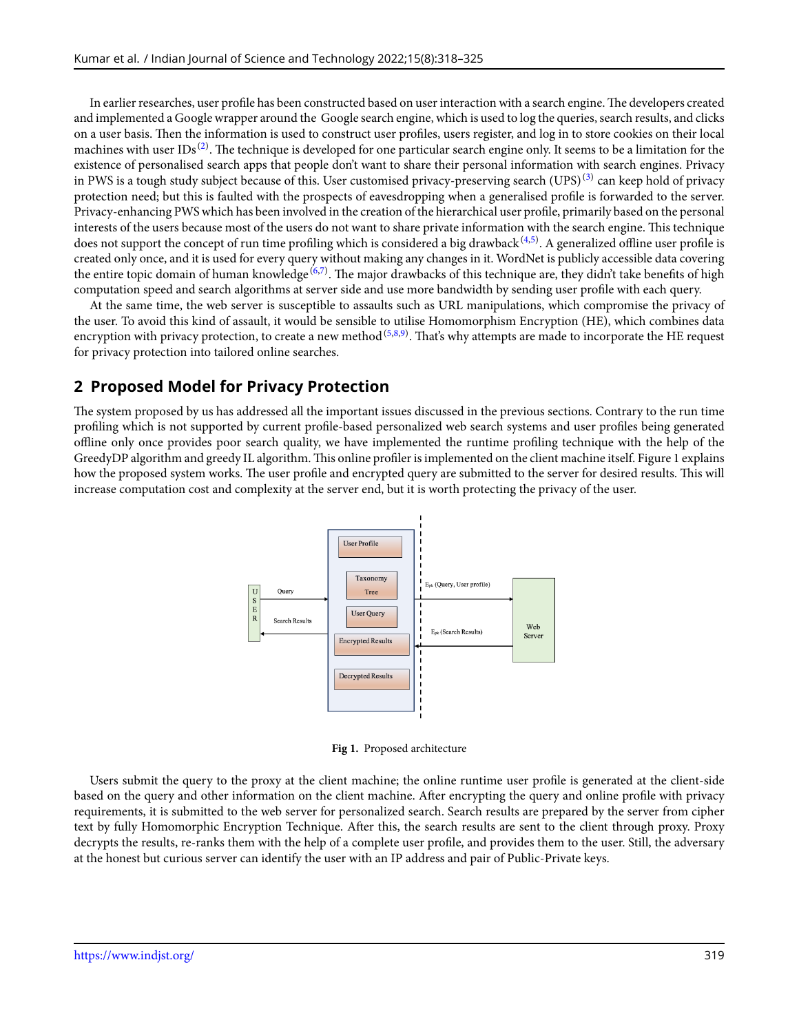In earlier researches, user profile has been constructed based on user interaction with a search engine. The developers created and implemented a Google wrapper around the Google search engine, which is used to log the queries, search results, and clicks on a user basis. Then the information is used to construct user profiles, users register, and log in to store cookies on their local machines with user IDs[2]. The technique is developed for one particular search engine only. It seems to be a limitation for the existence of personalised search apps that people don't want to share their personal information with search engines. Privacy in PWS is a tough study subject because of this. User customised privacy-preserving search (UPS)[3] can keep hold of privacy protection need; but this is faulted with the prospects of eavesdropping when a generalised profile is forwarded to the server. Privacy-enhancing PWS which has been involved in the creation of the hierarchical user profile, primarily based on the personal interests of the users because most of the users do not want to share private information with the search engine. This technique does not support the concept of run time profiling which is considered a big drawback[4,5]. A generalized offline user profile is created only once, and it is used for every query without making any changes in it. WordNet is publicly accessible data covering the entire topic domain of human knowledge[6,7]. The major drawbacks of this technique are, they didn't take benefits of high computation speed and search algorithms at server side and use more bandwidth by sending user profile with each query.

At the same time, the web server is susceptible to assaults such as URL manipulations, which compromise the privacy of the user. To avoid this kind of assault, it would be sensible to utilise Homomorphism Encryption (HE), which combines data encryption with privacy protection, to create a new method[5,8,9]. That's why attempts are made to incorporate the HE request for privacy protection into tailored online searches.

## 2 Proposed Model for Privacy Protection

The system proposed by us has addressed all the important issues discussed in the previous sections. Contrary to the run time profiling which is not supported by current profile-based personalized web search systems and user profiles being generated offline only once provides poor search quality, we have implemented the runtime profiling technique with the help of the GreedyDP algorithm and greedy IL algorithm. This online profiler is implemented on the client machine itself. Figure 1 explains how the proposed system works. The user profile and encrypted query are submitted to the server for desired results. This will increase computation cost and complexity at the server end, but it is worth protecting the privacy of the user.

**Fig 1.** Proposed architecture

Users submit the query to the proxy at the client machine; the online runtime user profile is generated at the client-side based on the query and other information on the client machine. After encrypting the query and online profile with privacy requirements, it is submitted to the web server for personalized search. Search results are prepared by the server from cipher text by fully Homomorphic Encryption Technique. After this, the search results are sent to the client through proxy. Proxy decrypts the results, re-ranks them with the help of a complete user profile, and provides them to the user. Still, the adversary at the honest but curious server can identify the user with an IP address and pair of Public-Private keys.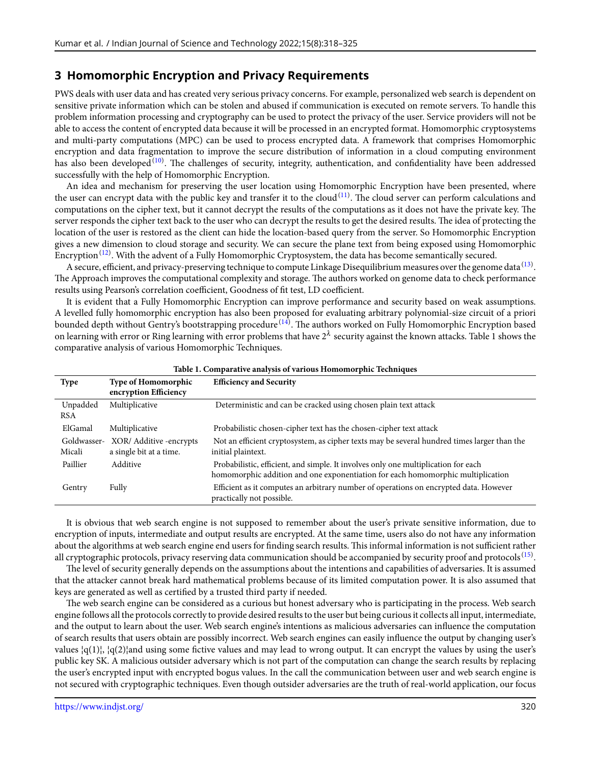## 3 Homomorphic Encryption and Privacy Requirements

PWS deals with user data and has created very serious privacy concerns. For example, personalized web search is dependent on sensitive private information which can be stolen and abused if communication is executed on remote servers. To handle this problem information processing and cryptography can be used to protect the privacy of the user. Service providers will not be able to access the content of encrypted data because it will be processed in an encrypted format. Homomorphic cryptosystems and multi-party computations (MPC) can be used to process encrypted data. A framework that comprises Homomorphic encryption and data fragmentation to improve the secure distribution of information in a cloud computing environment has also been developed[10]. The challenges of security, integrity, authentication, and confidentiality have been addressed successfully with the help of Homomorphic Encryption.

An idea and mechanism for preserving the user location using Homomorphic Encryption have been presented, where the user can encrypt data with the public key and transfer it to the cloud[11]. The cloud server can perform calculations and computations on the cipher text, but it cannot decrypt the results of the computations as it does not have the private key. The server responds the cipher text back to the user who can decrypt the results to get the desired results. The idea of protecting the location of the user is restored as the client can hide the location-based query from the server. So Homomorphic Encryption gives a new dimension to cloud storage and security. We can secure the plane text from being exposed using Homomorphic Encryption[12]. With the advent of a Fully Homomorphic Cryptosystem, the data has become semantically secured.

A secure, efficient, and privacy-preserving technique to compute Linkage Disequilibrium measures over the genome data[13]. The Approach improves the computational complexity and storage. The authors worked on genome data to check performance results using Pearson's correlation coefficient, Goodness of fit test, LD coefficient.

It is evident that a Fully Homomorphic Encryption can improve performance and security based on weak assumptions. A levelled fully homomorphic encryption has also been proposed for evaluating arbitrary polynomial-size circuit of a priori bounded depth without Gentry's bootstrapping procedure[14]. The authors worked on Fully Homomorphic Encryption based on learning with error or Ring learning with error problems that have $2^{\lambda}$ security against the known attacks. Table 1 shows the comparative analysis of various Homomorphic Techniques.

**Table 1. Comparative analysis of various Homomorphic Techniques**

| Type | Type of Homomorphic encryption Efficiency | Efficiency and Security |
|---|---|---|
| Unpadded RSA | Multiplicative | Deterministic and can be cracked using chosen plain text attack |
| ElGamal | Multiplicative | Probabilistic chosen-cipher text has the chosen-cipher text attack |
| Goldwasser-Micali | XOR/ Additive -encrypts a single bit at a time. | Not an efficient cryptosystem, as cipher texts may be several hundred times larger than the initial plaintext. |
| Paillier | Additive | Probabilistic, efficient, and simple. It involves only one multiplication for each homomorphic addition and one exponentiation for each homomorphic multiplication |
| Gentry | Fully | Efficient as it computes an arbitrary number of operations on encrypted data. However practically not possible. |

It is obvious that web search engine is not supposed to remember about the user's private sensitive information, due to encryption of inputs, intermediate and output results are encrypted. At the same time, users also do not have any information about the algorithms at web search engine end users for finding search results. This informal information is not sufficient rather all cryptographic protocols, privacy reserving data communication should be accompanied by security proof and protocols[15].

The level of security generally depends on the assumptions about the intentions and capabilities of adversaries. It is assumed that the attacker cannot break hard mathematical problems because of its limited computation power. It is also assumed that keys are generated as well as certified by a trusted third party if needed.

The web search engine can be considered as a curious but honest adversary who is participating in the process. Web search engine follows all the protocols correctly to provide desired results to the user but being curious it collects all input, intermediate, and the output to learn about the user. Web search engine's intentions as malicious adversaries can influence the computation of search results that users obtain are possibly incorrect. Web search engines can easily influence the output by changing user's values ¦q(1)¦, ¦q(2)¦and using some fictive values and may lead to wrong output. It can encrypt the values by using the user's public key SK. A malicious outsider adversary which is not part of the computation can change the search results by replacing the user's encrypted input with encrypted bogus values. In the call the communication between user and web search engine is not secured with cryptographic techniques. Even though outsider adversaries are the truth of real-world application, our focus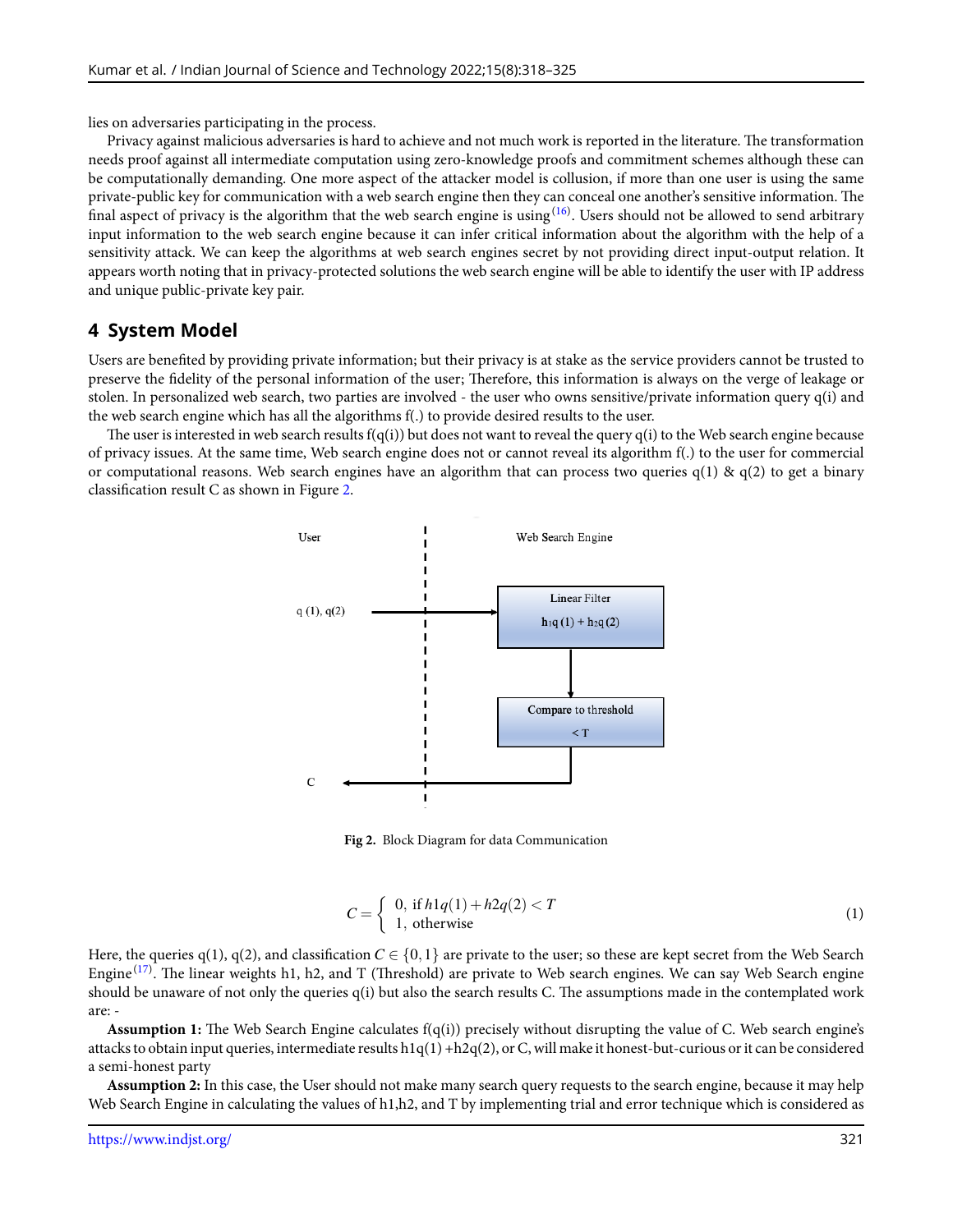lies on adversaries participating in the process.

Privacy against malicious adversaries is hard to achieve and not much work is reported in the literature. The transformation needs proof against all intermediate computation using zero-knowledge proofs and commitment schemes although these can be computationally demanding. One more aspect of the attacker model is collusion, if more than one user is using the same private-public key for communication with a web search engine then they can conceal one another's sensitive information. The final aspect of privacy is the algorithm that the web search engine is using[16]. Users should not be allowed to send arbitrary input information to the web search engine because it can infer critical information about the algorithm with the help of a sensitivity attack. We can keep the algorithms at web search engines secret by not providing direct input-output relation. It appears worth noting that in privacy-protected solutions the web search engine will be able to identify the user with IP address and unique public-private key pair.

## 4 System Model

Users are benefited by providing private information; but their privacy is at stake as the service providers cannot be trusted to preserve the fidelity of the personal information of the user; Therefore, this information is always on the verge of leakage or stolen. In personalized web search, two parties are involved - the user who owns sensitive/private information query q(i) and the web search engine which has all the algorithms f(.) to provide desired results to the user.

The user is interested in web search results f(q(i)) but does not want to reveal the query q(i) to the Web search engine because of privacy issues. At the same time, Web search engine does not or cannot reveal its algorithm f(.) to the user for commercial or computational reasons. Web search engines have an algorithm that can process two queries q(1) & q(2) to get a binary classification result C as shown in Figure 2.

User | Web Search Engine

q (1), q(2) → Linear Filter $h_1q(1) + h_2q(2)$ → Compare to threshold $< T$ → C

**Fig 2.** Block Diagram for data Communication

$$C = \begin{cases} 0, \text{ if } h1q(1) + h2q(2) < T \\ 1, \text{ otherwise} \end{cases} \tag{1}$$

Here, the queries q(1), q(2), and classification $C \in \{0, 1\}$ are private to the user; so these are kept secret from the Web Search Engine[17]. The linear weights h1, h2, and T (Threshold) are private to Web search engines. We can say Web Search engine should be unaware of not only the queries q(i) but also the search results C. The assumptions made in the contemplated work are: -

**Assumption 1:** The Web Search Engine calculates f(q(i)) precisely without disrupting the value of C. Web search engine's attacks to obtain input queries, intermediate results h1q(1) +h2q(2), or C, will make it honest-but-curious or it can be considered a semi-honest party

**Assumption 2:** In this case, the User should not make many search query requests to the search engine, because it may help Web Search Engine in calculating the values of h1,h2, and T by implementing trial and error technique which is considered as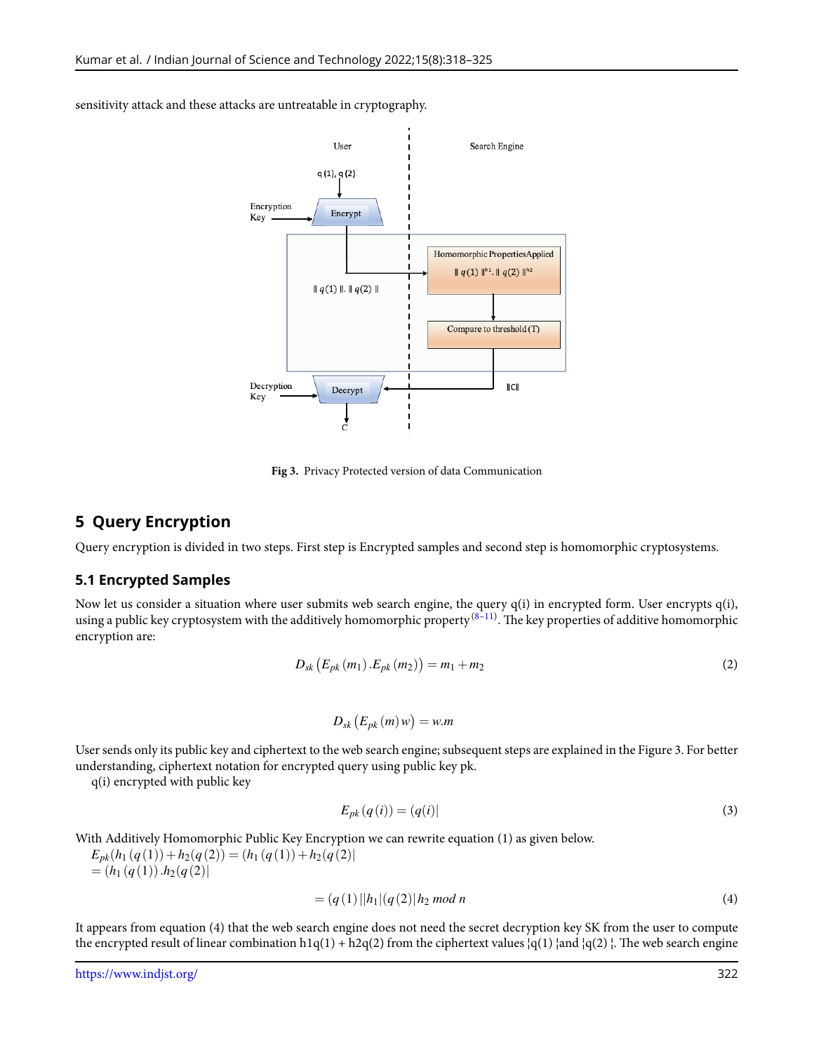sensitivity attack and these attacks are untreatable in cryptography.

Fig 3. Privacy Protected version of data Communication

## 5 Query Encryption

Query encryption is divided in two steps. First step is Encrypted samples and second step is homomorphic cryptosystems.

### 5.1 Encrypted Samples

Now let us consider a situation where user submits web search engine, the query q(i) in encrypted form. User encrypts q(i), using a public key cryptosystem with the additively homomorphic property[8–11]. The key properties of additive homomorphic encryption are:

$$D_{sk}\left(E_{pk}(m_1).E_{pk}(m_2)\right) = m_1 + m_2 \tag{2}$$

$$D_{sk}\left(E_{pk}(m)\,w\right) = w.m$$

User sends only its public key and ciphertext to the web search engine; subsequent steps are explained in the Figure 3. For better understanding, ciphertext notation for encrypted query using public key pk.

q(i) encrypted with public key

$$E_{pk}(q(i)) = (q(i)| \tag{3}$$

With Additively Homomorphic Public Key Encryption we can rewrite equation (1) as given below.

$E_{pk}(h_1(q(1)) + h_2(q(2)) = (h_1(q(1)) + h_2(q(2)|$

$= (h_1(q(1)).h_2(q(2)|$

$$= (q(1)||h_1|(q(2)|h_2 \; mod \; n \tag{4}$$

It appears from equation (4) that the web search engine does not need the secret decryption key SK from the user to compute the encrypted result of linear combination h1q(1) + h2q(2) from the ciphertext values ¦q(1) ¦and ¦q(2) ¦. The web search engine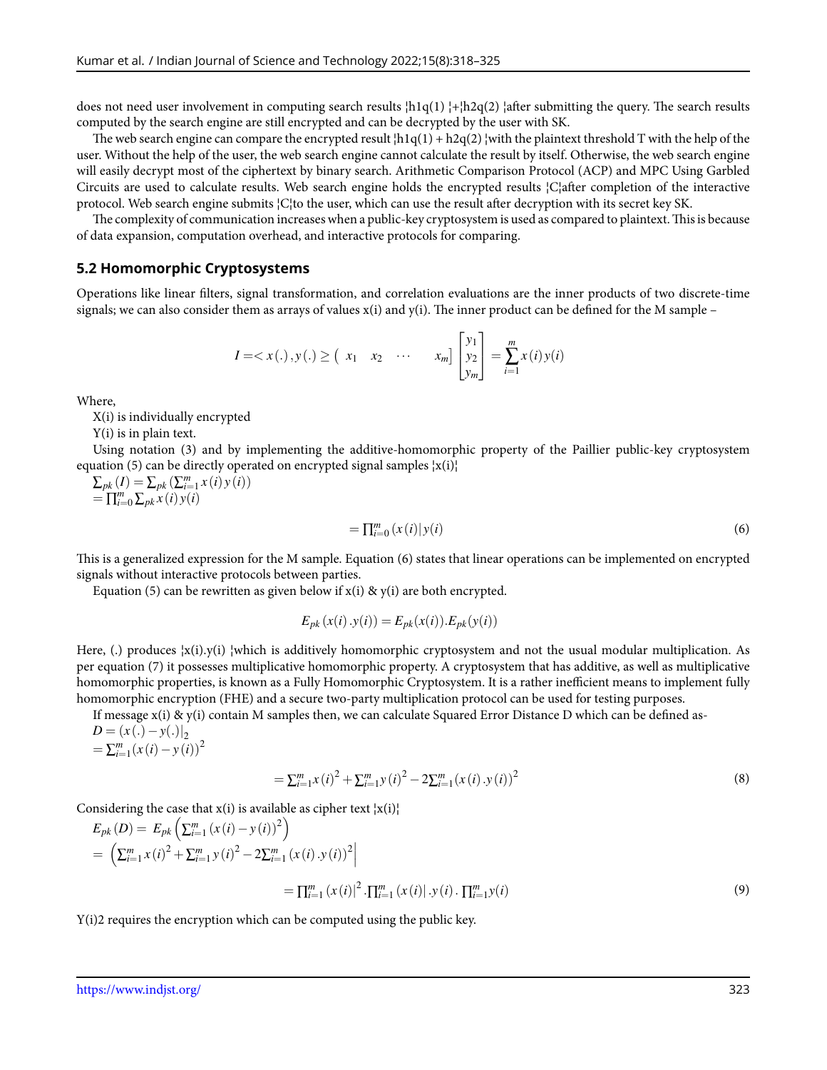does not need user involvement in computing search results ¦h1q(1) ¦+¦h2q(2) ¦after submitting the query. The search results computed by the search engine are still encrypted and can be decrypted by the user with SK.

The web search engine can compare the encrypted result ¦h1q(1) + h2q(2) ¦with the plaintext threshold T with the help of the user. Without the help of the user, the web search engine cannot calculate the result by itself. Otherwise, the web search engine will easily decrypt most of the ciphertext by binary search. Arithmetic Comparison Protocol (ACP) and MPC Using Garbled Circuits are used to calculate results. Web search engine holds the encrypted results ¦C¦after completion of the interactive protocol. Web search engine submits ¦C¦to the user, which can use the result after decryption with its secret key SK.

The complexity of communication increases when a public-key cryptosystem is used as compared to plaintext. This is because of data expansion, computation overhead, and interactive protocols for comparing.

### 5.2 Homomorphic Cryptosystems

Operations like linear filters, signal transformation, and correlation evaluations are the inner products of two discrete-time signals; we can also consider them as arrays of values x(i) and y(i). The inner product can be defined for the M sample –

$$I = < x(.), y(.) \geq \begin{pmatrix} x_1 & x_2 & \cdots & x_m \end{pmatrix} \begin{bmatrix} y_1 \\ y_2 \\ y_m \end{bmatrix} = \sum_{i=1}^{m} x(i)\, y(i)$$

Where,

X(i) is individually encrypted

Y(i) is in plain text.

Using notation (3) and by implementing the additive-homomorphic property of the Paillier public-key cryptosystem equation (5) can be directly operated on encrypted signal samples ¦x(i)¦

$$\sum_{pk}(I) = \sum_{pk}\left(\sum_{i=1}^{m} x(i)\, y(i)\right)$$
$$= \prod_{i=0}^{m} \sum_{pk} x(i)\, y(i)$$

$$= \prod_{i=0}^{m} (x(i)|\, y(i) \tag{6}$$

This is a generalized expression for the M sample. Equation (6) states that linear operations can be implemented on encrypted signals without interactive protocols between parties.

Equation (5) can be rewritten as given below if x(i) & y(i) are both encrypted.

$$E_{pk}(x(i) . y(i)) = E_{pk}(x(i)) . E_{pk}(y(i))$$

Here, (.) produces ¦x(i).y(i) ¦which is additively homomorphic cryptosystem and not the usual modular multiplication. As per equation (7) it possesses multiplicative homomorphic property. A cryptosystem that has additive, as well as multiplicative homomorphic properties, is known as a Fully Homomorphic Cryptosystem. It is a rather inefficient means to implement fully homomorphic encryption (FHE) and a secure two-party multiplication protocol can be used for testing purposes.

If message x(i) & y(i) contain M samples then, we can calculate Squared Error Distance D which can be defined as-

$$D = (x(.) - y(.)|_2$$
$$= \sum_{i=1}^{m} (x(i) - y(i))^2$$

$$= \sum_{i=1}^{m} x(i)^2 + \sum_{i=1}^{m} y(i)^2 - 2\sum_{i=1}^{m} (x(i) . y(i))^2 \tag{8}$$

Considering the case that x(i) is available as cipher text ¦x(i)¦

$$E_{pk}(D) = E_{pk}\left(\sum_{i=1}^{m} (x(i) - y(i))^2\right)$$
$$= \left(\sum_{i=1}^{m} x(i)^2 + \sum_{i=1}^{m} y(i)^2 - 2\sum_{i=1}^{m} (x(i) . y(i))^2\right|$$

$$= \prod_{i=1}^{m} (x(i)|^2 . \prod_{i=1}^{m} (x(i)| . y(i) . \prod_{i=1}^{m} y(i) \tag{9}$$

Y(i)2 requires the encryption which can be computed using the public key.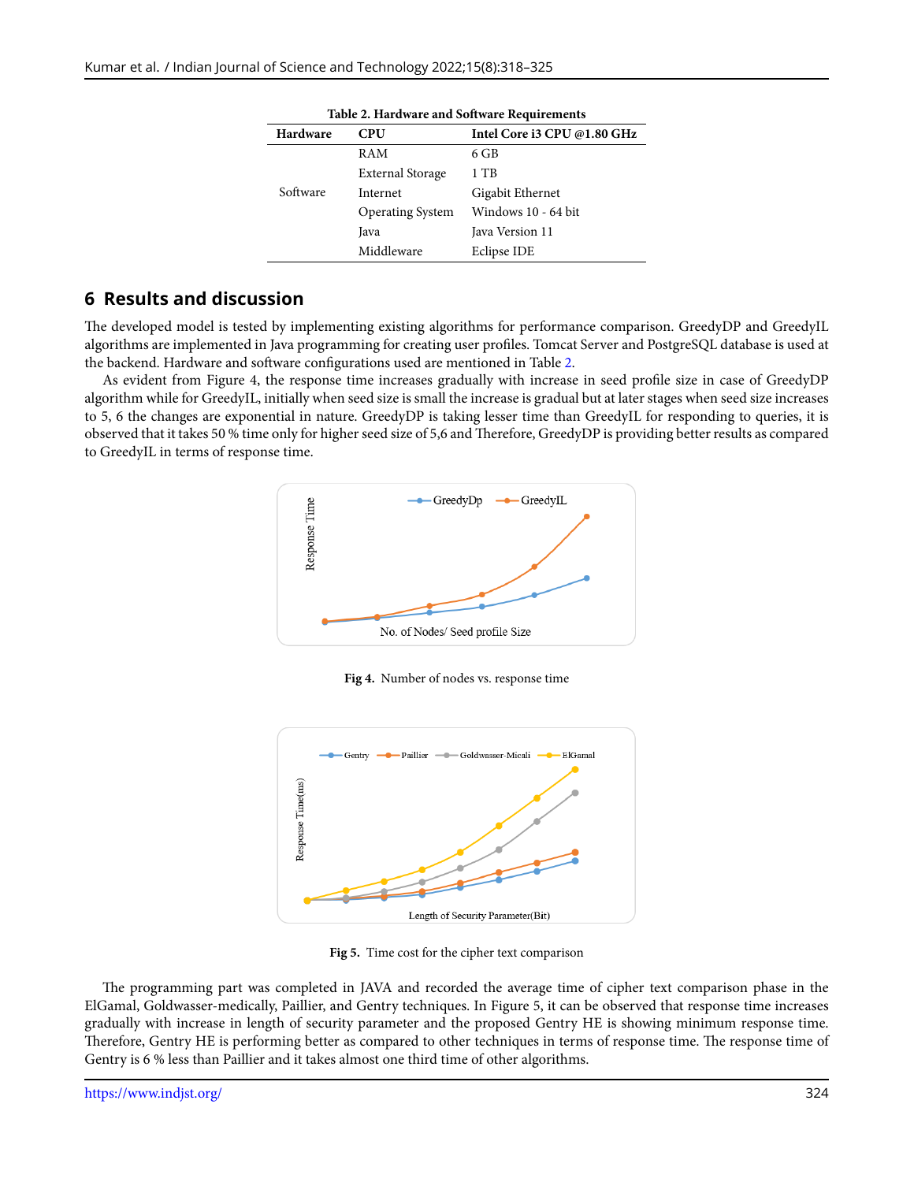**Table 2. Hardware and Software Requirements**

| Hardware | CPU | Intel Core i3 CPU @1.80 GHz |
|---|---|---|
| | RAM | 6 GB |
| | External Storage | 1 TB |
| Software | Internet | Gigabit Ethernet |
| | Operating System | Windows 10 - 64 bit |
| | Java | Java Version 11 |
| | Middleware | Eclipse IDE |

## 6 Results and discussion

The developed model is tested by implementing existing algorithms for performance comparison. GreedyDP and GreedyIL algorithms are implemented in Java programming for creating user profiles. Tomcat Server and PostgreSQL database is used at the backend. Hardware and software configurations used are mentioned in Table 2.

As evident from Figure 4, the response time increases gradually with increase in seed profile size in case of GreedyDP algorithm while for GreedyIL, initially when seed size is small the increase is gradual but at later stages when seed size increases to 5, 6 the changes are exponential in nature. GreedyDP is taking lesser time than GreedyIL for responding to queries, it is observed that it takes 50 % time only for higher seed size of 5,6 and Therefore, GreedyDP is providing better results as compared to GreedyIL in terms of response time.

**Fig 4.** Number of nodes vs. response time

**Fig 5.** Time cost for the cipher text comparison

The programming part was completed in JAVA and recorded the average time of cipher text comparison phase in the ElGamal, Goldwasser-medically, Paillier, and Gentry techniques. In Figure 5, it can be observed that response time increases gradually with increase in length of security parameter and the proposed Gentry HE is showing minimum response time. Therefore, Gentry HE is performing better as compared to other techniques in terms of response time. The response time of Gentry is 6 % less than Paillier and it takes almost one third time of other algorithms.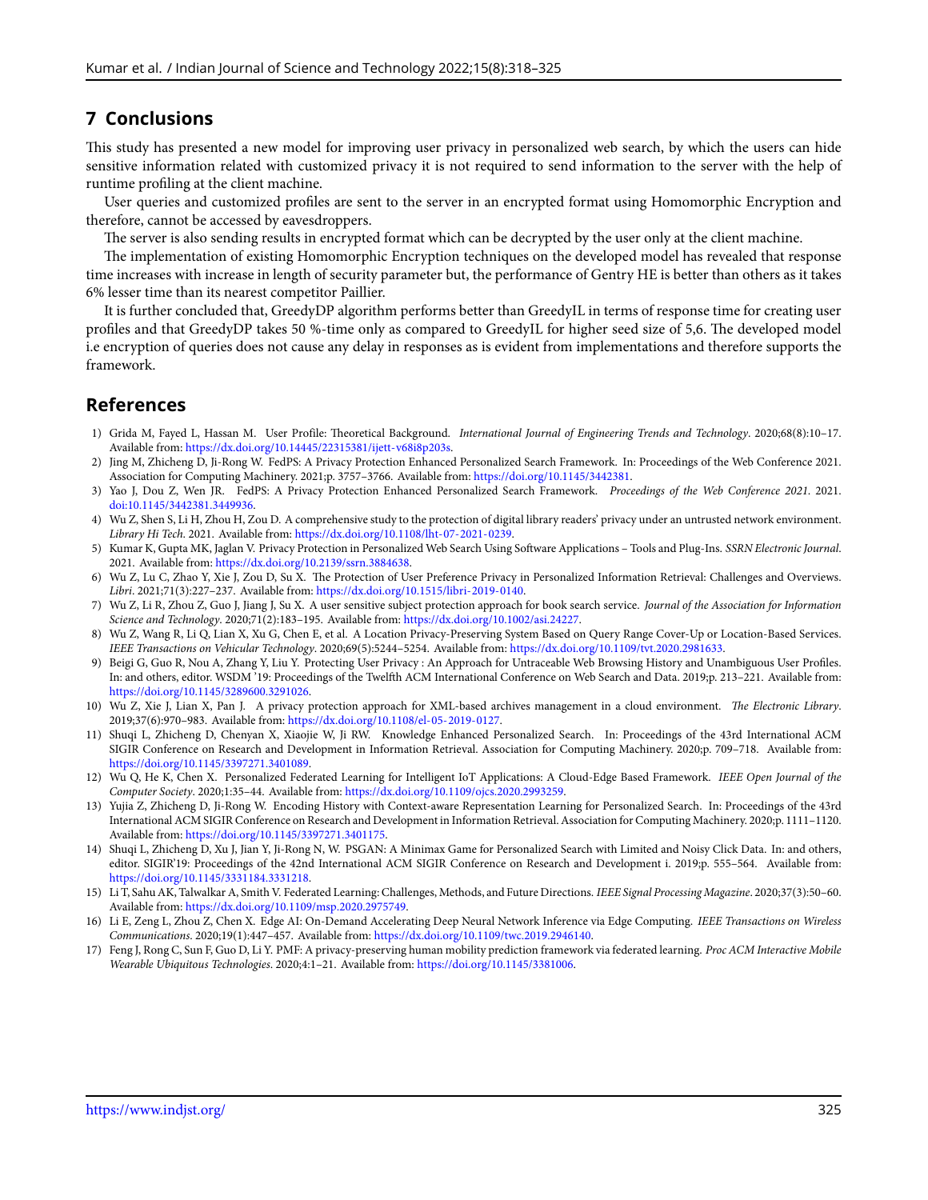## 7 Conclusions

This study has presented a new model for improving user privacy in personalized web search, by which the users can hide sensitive information related with customized privacy it is not required to send information to the server with the help of runtime profiling at the client machine.

User queries and customized profiles are sent to the server in an encrypted format using Homomorphic Encryption and therefore, cannot be accessed by eavesdroppers.

The server is also sending results in encrypted format which can be decrypted by the user only at the client machine.

The implementation of existing Homomorphic Encryption techniques on the developed model has revealed that response time increases with increase in length of security parameter but, the performance of Gentry HE is better than others as it takes 6% lesser time than its nearest competitor Paillier.

It is further concluded that, GreedyDP algorithm performs better than GreedyIL in terms of response time for creating user profiles and that GreedyDP takes 50 %-time only as compared to GreedyIL for higher seed size of 5,6. The developed model i.e encryption of queries does not cause any delay in responses as is evident from implementations and therefore supports the framework.

## References

1) Grida M, Fayed L, Hassan M. User Profile: Theoretical Background. *International Journal of Engineering Trends and Technology*. 2020;68(8):10–17. Available from: https://dx.doi.org/10.14445/22315381/ijett-v68i8p203s.
2) Jing M, Zhicheng D, Ji-Rong W. FedPS: A Privacy Protection Enhanced Personalized Search Framework. In: Proceedings of the Web Conference 2021. Association for Computing Machinery. 2021;p. 3757–3766. Available from: https://doi.org/10.1145/3442381.
3) Yao J, Dou Z, Wen JR. FedPS: A Privacy Protection Enhanced Personalized Search Framework. *Proceedings of the Web Conference 2021*. 2021. doi:10.1145/3442381.3449936.
4) Wu Z, Shen S, Li H, Zhou H, Zou D. A comprehensive study to the protection of digital library readers' privacy under an untrusted network environment. *Library Hi Tech*. 2021. Available from: https://dx.doi.org/10.1108/lht-07-2021-0239.
5) Kumar K, Gupta MK, Jaglan V. Privacy Protection in Personalized Web Search Using Software Applications – Tools and Plug-Ins. *SSRN Electronic Journal*. 2021. Available from: https://dx.doi.org/10.2139/ssrn.3884638.
6) Wu Z, Lu C, Zhao Y, Xie J, Zou D, Su X. The Protection of User Preference Privacy in Personalized Information Retrieval: Challenges and Overviews. *Libri*. 2021;71(3):227–237. Available from: https://dx.doi.org/10.1515/libri-2019-0140.
7) Wu Z, Li R, Zhou Z, Guo J, Jiang J, Su X. A user sensitive subject protection approach for book search service. *Journal of the Association for Information Science and Technology*. 2020;71(2):183–195. Available from: https://dx.doi.org/10.1002/asi.24227.
8) Wu Z, Wang R, Li Q, Lian X, Xu G, Chen E, et al. A Location Privacy-Preserving System Based on Query Range Cover-Up or Location-Based Services. *IEEE Transactions on Vehicular Technology*. 2020;69(5):5244–5254. Available from: https://dx.doi.org/10.1109/tvt.2020.2981633.
9) Beigi G, Guo R, Nou A, Zhang Y, Liu Y. Protecting User Privacy : An Approach for Untraceable Web Browsing History and Unambiguous User Profiles. In: and others, editor. WSDM '19: Proceedings of the Twelfth ACM International Conference on Web Search and Data. 2019;p. 213–221. Available from: https://doi.org/10.1145/3289600.3291026.
10) Wu Z, Xie J, Lian X, Pan J. A privacy protection approach for XML-based archives management in a cloud environment. *The Electronic Library*. 2019;37(6):970–983. Available from: https://dx.doi.org/10.1108/el-05-2019-0127.
11) Shuqi L, Zhicheng D, Chenyan X, Xiaojie W, Ji RW. Knowledge Enhanced Personalized Search. In: Proceedings of the 43rd International ACM SIGIR Conference on Research and Development in Information Retrieval. Association for Computing Machinery. 2020;p. 709–718. Available from: https://doi.org/10.1145/3397271.3401089.
12) Wu Q, He K, Chen X. Personalized Federated Learning for Intelligent IoT Applications: A Cloud-Edge Based Framework. *IEEE Open Journal of the Computer Society*. 2020;1:35–44. Available from: https://dx.doi.org/10.1109/ojcs.2020.2993259.
13) Yujia Z, Zhicheng D, Ji-Rong W. Encoding History with Context-aware Representation Learning for Personalized Search. In: Proceedings of the 43rd International ACM SIGIR Conference on Research and Development in Information Retrieval. Association for Computing Machinery. 2020;p. 1111–1120. Available from: https://doi.org/10.1145/3397271.3401175.
14) Shuqi L, Zhicheng D, Xu J, Jian Y, Ji-Rong N, W. PSGAN: A Minimax Game for Personalized Search with Limited and Noisy Click Data. In: and others, editor. SIGIR'19: Proceedings of the 42nd International ACM SIGIR Conference on Research and Development i. 2019;p. 555–564. Available from: https://doi.org/10.1145/3331184.3331218.
15) Li T, Sahu AK, Talwalkar A, Smith V. Federated Learning: Challenges, Methods, and Future Directions. *IEEE Signal Processing Magazine*. 2020;37(3):50–60. Available from: https://dx.doi.org/10.1109/msp.2020.2975749.
16) Li E, Zeng L, Zhou Z, Chen X. Edge AI: On-Demand Accelerating Deep Neural Network Inference via Edge Computing. *IEEE Transactions on Wireless Communications*. 2020;19(1):447–457. Available from: https://dx.doi.org/10.1109/twc.2019.2946140.
17) Feng J, Rong C, Sun F, Guo D, Li Y. PMF: A privacy-preserving human mobility prediction framework via federated learning. *Proc ACM Interactive Mobile Wearable Ubiquitous Technologies*. 2020;4:1–21. Available from: https://doi.org/10.1145/3381006.